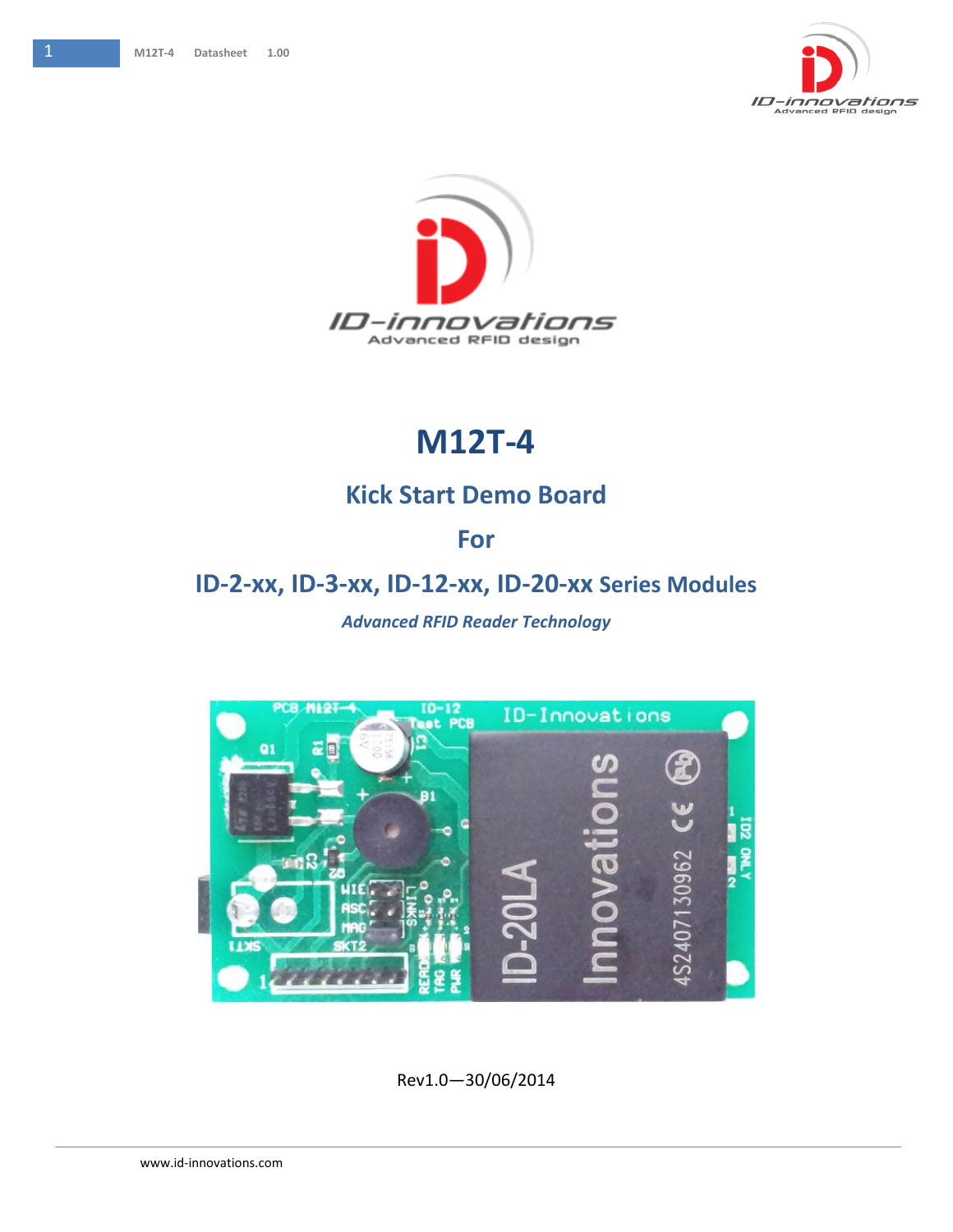# M12T-4

## Kick Start Demo Board

## For

## ID-2-xx, ID-3-xx, ID-12-xx, ID-20-xx Series Modules

*Advanced RFID Reader Technology*

Rev1.0—30/06/2014

www.id-innovations.com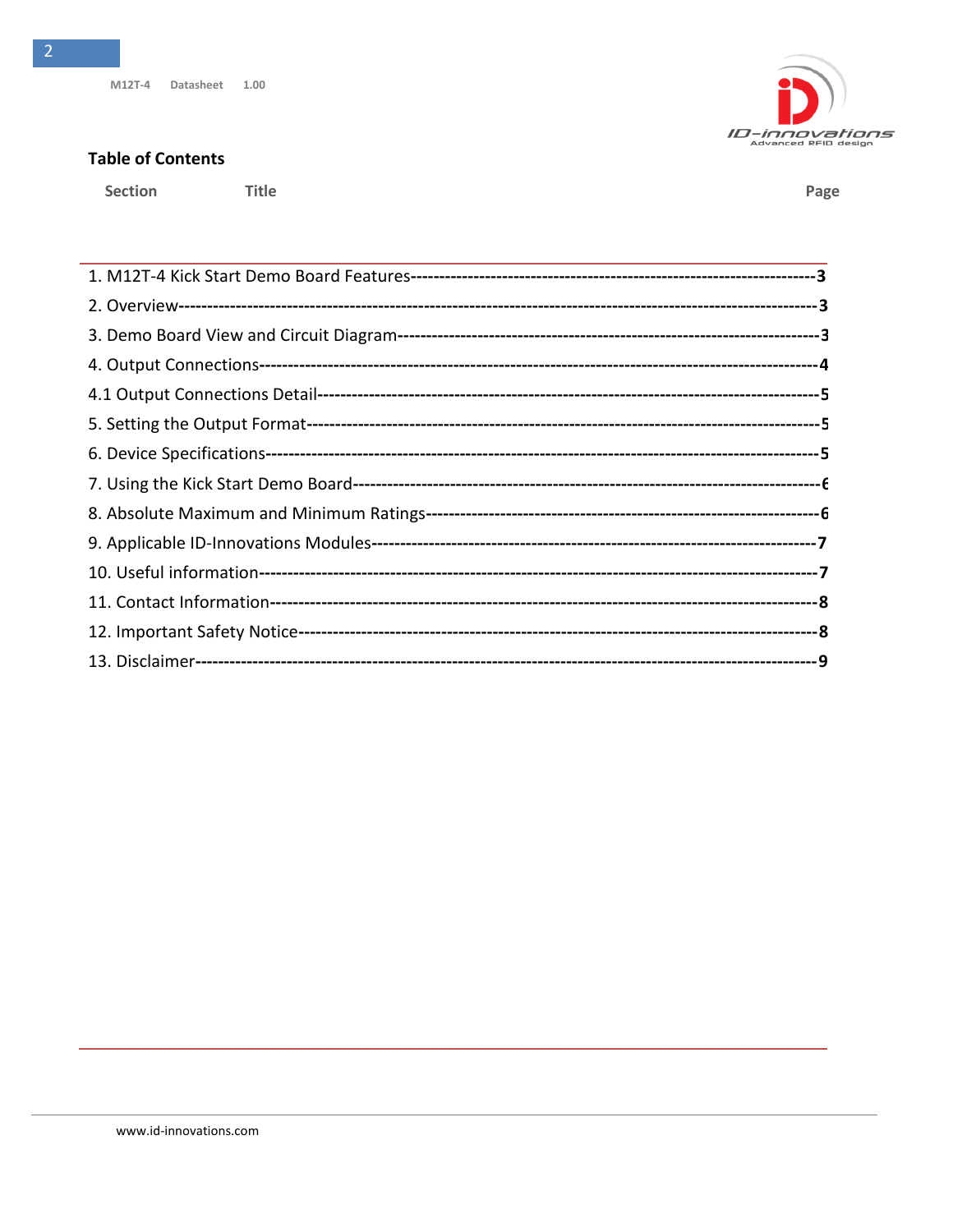## Table of Contents

| Section Title | Page |
|---|---|
| 1. M12T-4 Kick Start Demo Board Features | 3 |
| 2. Overview | 3 |
| 3. Demo Board View and Circuit Diagram | 3 |
| 4. Output Connections | 4 |
| 4.1 Output Connections Detail | 5 |
| 5. Setting the Output Format | 5 |
| 6. Device Specifications | 5 |
| 7. Using the Kick Start Demo Board | 6 |
| 8. Absolute Maximum and Minimum Ratings | 6 |
| 9. Applicable ID-Innovations Modules | 7 |
| 10. Useful information | 7 |
| 11. Contact Information | 8 |
| 12. Important Safety Notice | 8 |
| 13. Disclaimer | 9 |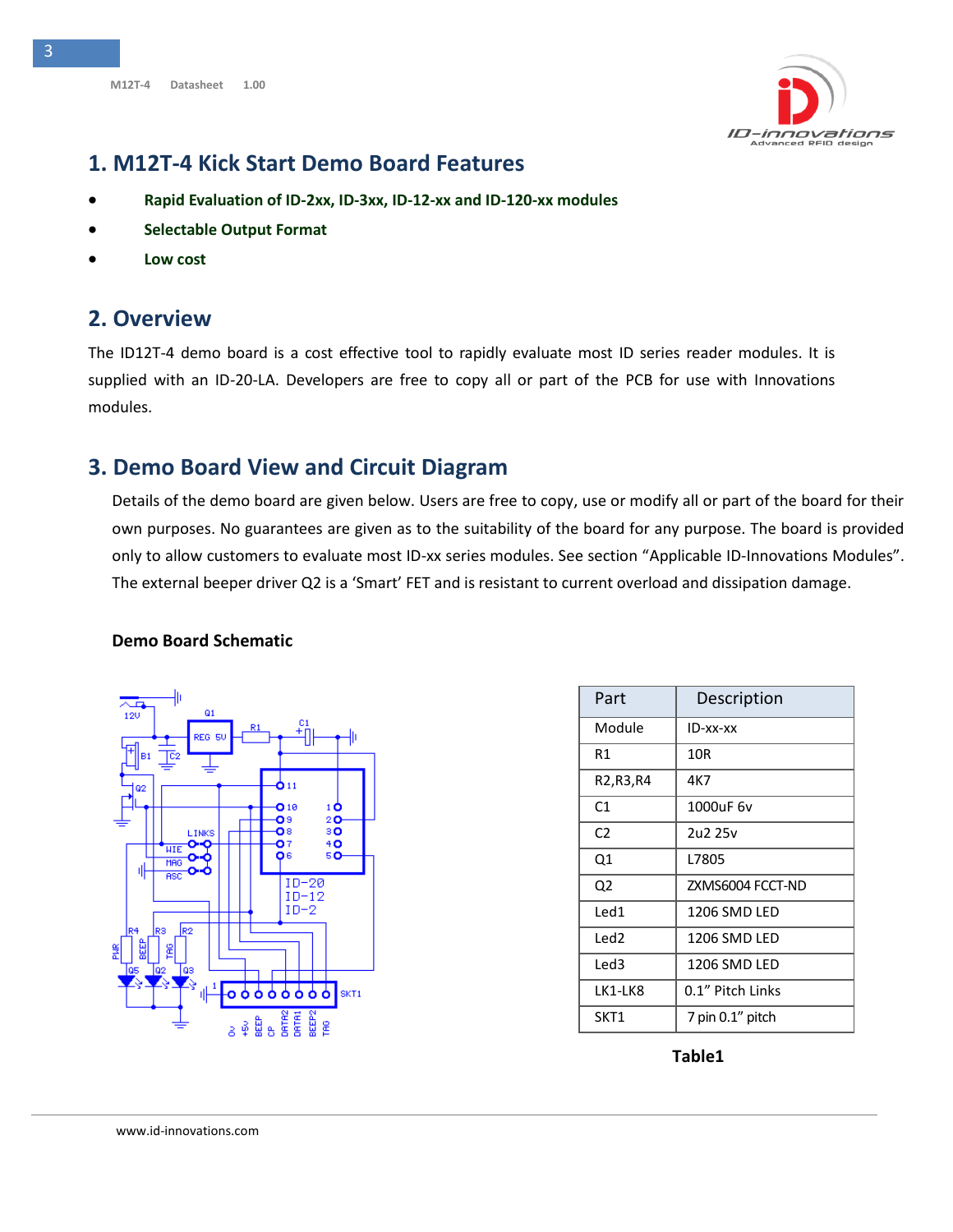# 1. M12T-4 Kick Start Demo Board Features

- **Rapid Evaluation of ID-2xx, ID-3xx, ID-12-xx and ID-120-xx modules**
- **Selectable Output Format**
- **Low cost**

# 2. Overview

The ID12T-4 demo board is a cost effective tool to rapidly evaluate most ID series reader modules. It is supplied with an ID-20-LA. Developers are free to copy all or part of the PCB for use with Innovations modules.

# 3. Demo Board View and Circuit Diagram

Details of the demo board are given below. Users are free to copy, use or modify all or part of the board for their own purposes. No guarantees are given as to the suitability of the board for any purpose. The board is provided only to allow customers to evaluate most ID-xx series modules. See section "Applicable ID-Innovations Modules". The external beeper driver Q2 is a 'Smart' FET and is resistant to current overload and dissipation damage.

**Demo Board Schematic**

| Part | Description |
|---|---|
| Module | ID-xx-xx |
| R1 | 10R |
| R2,R3,R4 | 4K7 |
| C1 | 1000uF 6v |
| C2 | 2u2 25v |
| Q1 | L7805 |
| Q2 | ZXMS6004 FCCT-ND |
| Led1 | 1206 SMD LED |
| Led2 | 1206 SMD LED |
| Led3 | 1206 SMD LED |
| LK1-LK8 | 0.1" Pitch Links |
| SKT1 | 7 pin 0.1" pitch |

**Table1**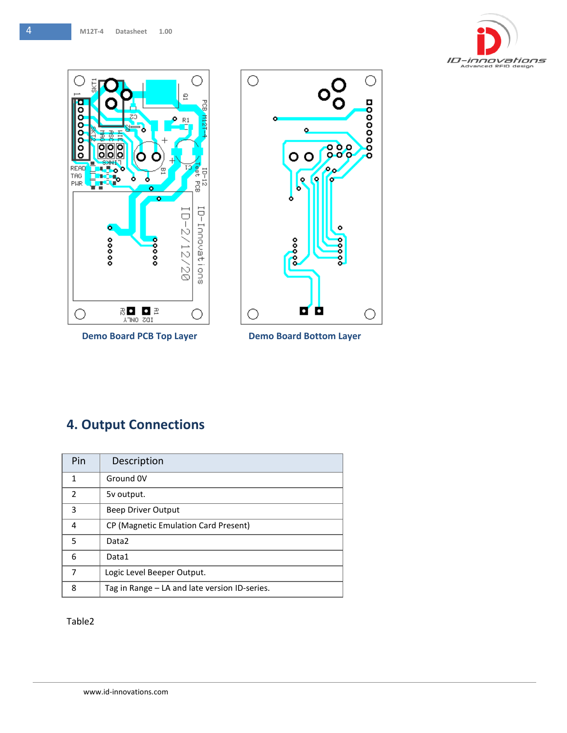Demo Board PCB Top Layer

Demo Board Bottom Layer

# 4. Output Connections

| Pin | Description |
|---|---|
| 1 | Ground 0V |
| 2 | 5v output. |
| 3 | Beep Driver Output |
| 4 | CP (Magnetic Emulation Card Present) |
| 5 | Data2 |
| 6 | Data1 |
| 7 | Logic Level Beeper Output. |
| 8 | Tag in Range – LA and late version ID-series. |

Table2

www.id-innovations.com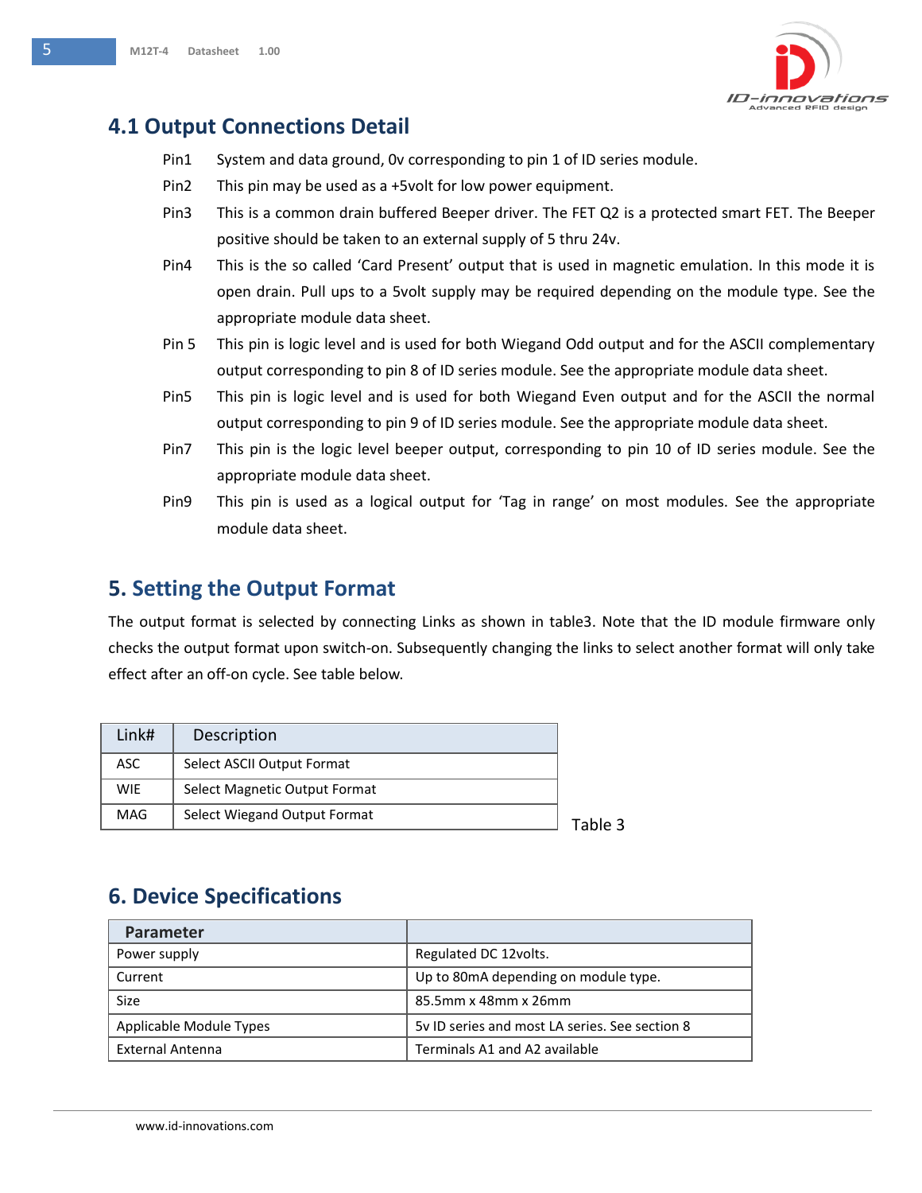## 4.1 Output Connections Detail

Pin1 System and data ground, 0v corresponding to pin 1 of ID series module.

Pin2 This pin may be used as a +5volt for low power equipment.

Pin3 This is a common drain buffered Beeper driver. The FET Q2 is a protected smart FET. The Beeper positive should be taken to an external supply of 5 thru 24v.

Pin4 This is the so called 'Card Present' output that is used in magnetic emulation. In this mode it is open drain. Pull ups to a 5volt supply may be required depending on the module type. See the appropriate module data sheet.

Pin 5 This pin is logic level and is used for both Wiegand Odd output and for the ASCII complementary output corresponding to pin 8 of ID series module. See the appropriate module data sheet.

Pin5 This pin is logic level and is used for both Wiegand Even output and for the ASCII the normal output corresponding to pin 9 of ID series module. See the appropriate module data sheet.

Pin7 This pin is the logic level beeper output, corresponding to pin 10 of ID series module. See the appropriate module data sheet.

Pin9 This pin is used as a logical output for 'Tag in range' on most modules. See the appropriate module data sheet.

## 5. Setting the Output Format

The output format is selected by connecting Links as shown in table3. Note that the ID module firmware only checks the output format upon switch-on. Subsequently changing the links to select another format will only take effect after an off-on cycle. See table below.

| Link# | Description |
|---|---|
| ASC | Select ASCII Output Format |
| WIE | Select Magnetic Output Format |
| MAG | Select Wiegand Output Format |

Table 3

## 6. Device Specifications

| Parameter | |
|---|---|
| Power supply | Regulated DC 12volts. |
| Current | Up to 80mA depending on module type. |
| Size | 85.5mm x 48mm x 26mm |
| Applicable Module Types | 5v ID series and most LA series. See section 8 |
| External Antenna | Terminals A1 and A2 available |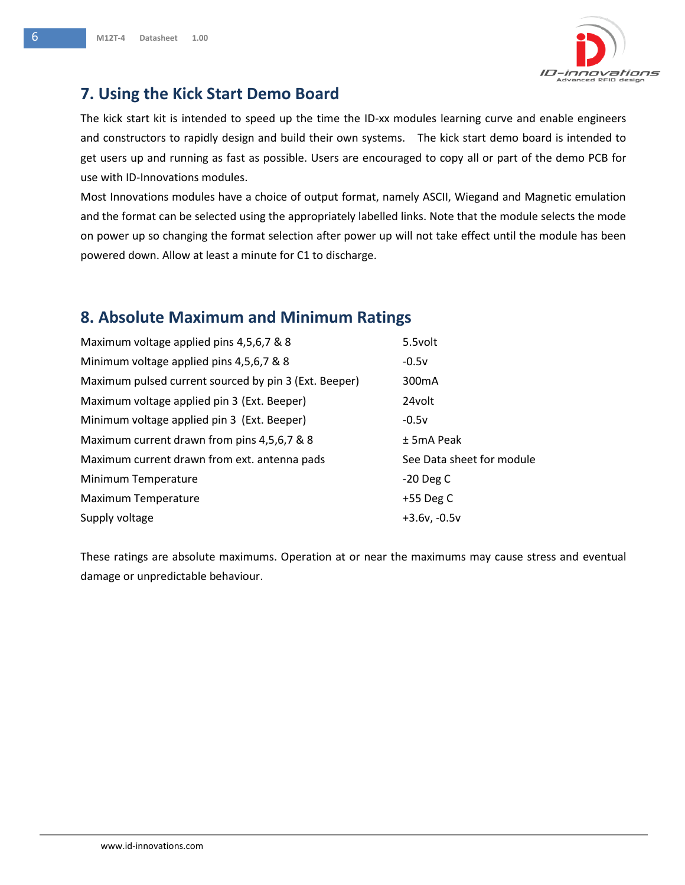## 7. Using the Kick Start Demo Board

The kick start kit is intended to speed up the time the ID-xx modules learning curve and enable engineers and constructors to rapidly design and build their own systems. The kick start demo board is intended to get users up and running as fast as possible. Users are encouraged to copy all or part of the demo PCB for use with ID-Innovations modules.

Most Innovations modules have a choice of output format, namely ASCII, Wiegand and Magnetic emulation and the format can be selected using the appropriately labelled links. Note that the module selects the mode on power up so changing the format selection after power up will not take effect until the module has been powered down. Allow at least a minute for C1 to discharge.

## 8. Absolute Maximum and Minimum Ratings

| | |
|---|---|
| Maximum voltage applied pins 4,5,6,7 & 8 | 5.5volt |
| Minimum voltage applied pins 4,5,6,7 & 8 | -0.5v |
| Maximum pulsed current sourced by pin 3 (Ext. Beeper) | 300mA |
| Maximum voltage applied pin 3 (Ext. Beeper) | 24volt |
| Minimum voltage applied pin 3 (Ext. Beeper) | -0.5v |
| Maximum current drawn from pins 4,5,6,7 & 8 | ± 5mA Peak |
| Maximum current drawn from ext. antenna pads | See Data sheet for module |
| Minimum Temperature | -20 Deg C |
| Maximum Temperature | +55 Deg C |
| Supply voltage | +3.6v, -0.5v |

These ratings are absolute maximums. Operation at or near the maximums may cause stress and eventual damage or unpredictable behaviour.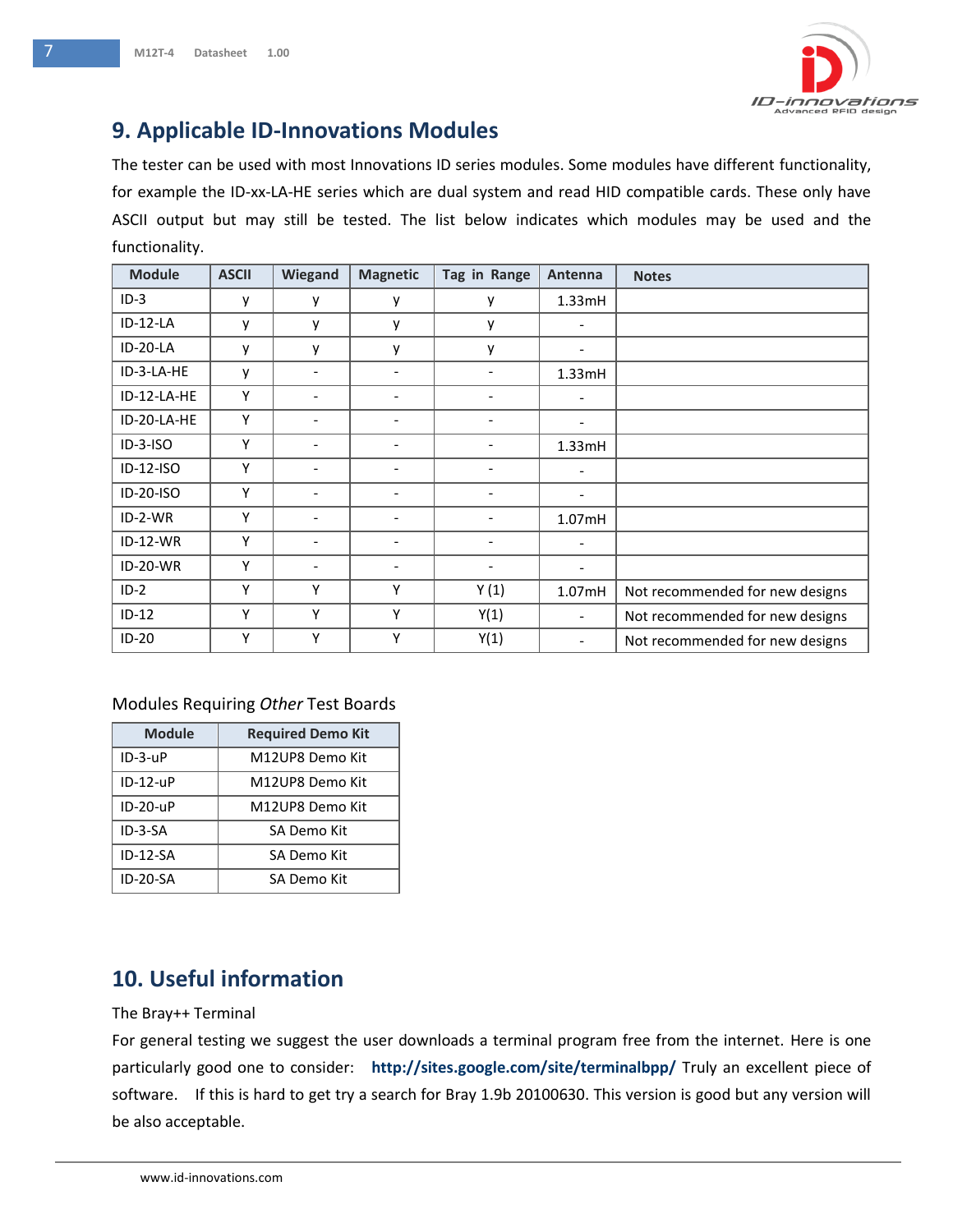# 9. Applicable ID-Innovations Modules

The tester can be used with most Innovations ID series modules. Some modules have different functionality, for example the ID-xx-LA-HE series which are dual system and read HID compatible cards. These only have ASCII output but may still be tested. The list below indicates which modules may be used and the functionality.

| Module | ASCII | Wiegand | Magnetic | Tag in Range | Antenna | Notes |
|---|---|---|---|---|---|---|
| ID-3 | y | y | y | y | 1.33mH | |
| ID-12-LA | y | y | y | y | - | |
| ID-20-LA | y | y | y | y | - | |
| ID-3-LA-HE | y | - | - | - | 1.33mH | |
| ID-12-LA-HE | Y | - | - | - | - | |
| ID-20-LA-HE | Y | - | - | - | - | |
| ID-3-ISO | Y | - | - | - | 1.33mH | |
| ID-12-ISO | Y | - | - | - | - | |
| ID-20-ISO | Y | - | - | - | - | |
| ID-2-WR | Y | - | - | - | 1.07mH | |
| ID-12-WR | Y | - | - | - | - | |
| ID-20-WR | Y | - | - | - | - | |
| ID-2 | Y | Y | Y | Y (1) | 1.07mH | Not recommended for new designs |
| ID-12 | Y | Y | Y | Y(1) | - | Not recommended for new designs |
| ID-20 | Y | Y | Y | Y(1) | - | Not recommended for new designs |

Modules Requiring *Other* Test Boards

| Module | Required Demo Kit |
|---|---|
| ID-3-uP | M12UP8 Demo Kit |
| ID-12-uP | M12UP8 Demo Kit |
| ID-20-uP | M12UP8 Demo Kit |
| ID-3-SA | SA Demo Kit |
| ID-12-SA | SA Demo Kit |
| ID-20-SA | SA Demo Kit |

# 10. Useful information

The Bray++ Terminal

For general testing we suggest the user downloads a terminal program free from the internet. Here is one particularly good one to consider: **http://sites.google.com/site/terminalbpp/** Truly an excellent piece of software. If this is hard to get try a search for Bray 1.9b 20100630. This version is good but any version will be also acceptable.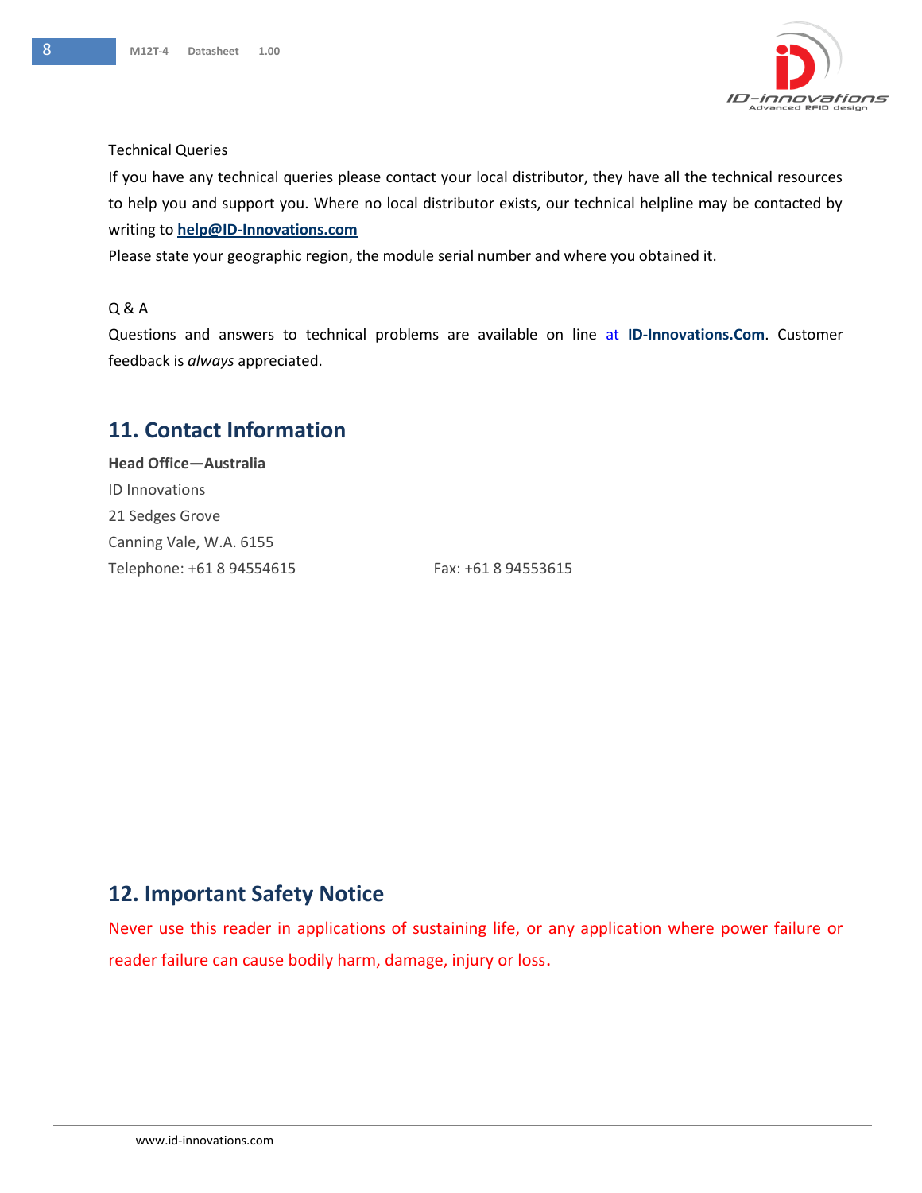Technical Queries

If you have any technical queries please contact your local distributor, they have all the technical resources to help you and support you. Where no local distributor exists, our technical helpline may be contacted by writing to **help@ID-Innovations.com**

Please state your geographic region, the module serial number and where you obtained it.

Q & A

Questions and answers to technical problems are available on line at **ID-Innovations.Com**. Customer feedback is *always* appreciated.

## 11. Contact Information

**Head Office—Australia**

ID Innovations

21 Sedges Grove

Canning Vale, W.A. 6155

Telephone: +61 8 94554615 Fax: +61 8 94553615

## 12. Important Safety Notice

Never use this reader in applications of sustaining life, or any application where power failure or reader failure can cause bodily harm, damage, injury or loss.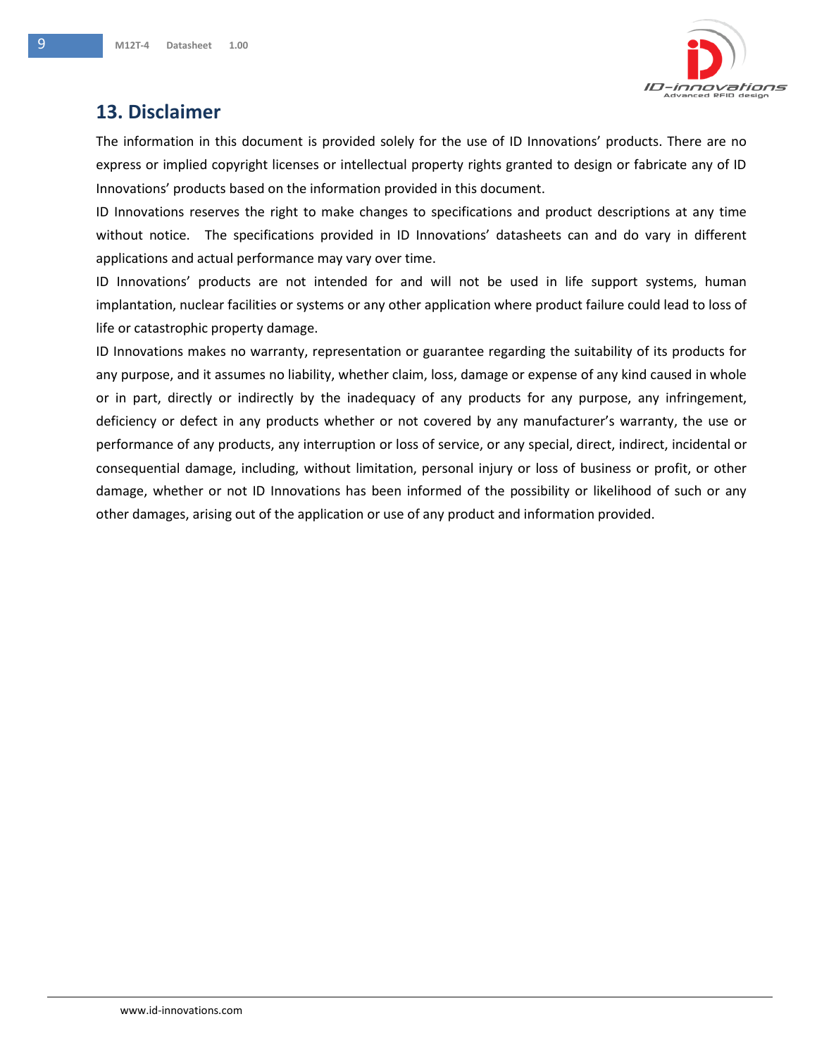## 13. Disclaimer

The information in this document is provided solely for the use of ID Innovations' products. There are no express or implied copyright licenses or intellectual property rights granted to design or fabricate any of ID Innovations' products based on the information provided in this document.

ID Innovations reserves the right to make changes to specifications and product descriptions at any time without notice. The specifications provided in ID Innovations' datasheets can and do vary in different applications and actual performance may vary over time.

ID Innovations' products are not intended for and will not be used in life support systems, human implantation, nuclear facilities or systems or any other application where product failure could lead to loss of life or catastrophic property damage.

ID Innovations makes no warranty, representation or guarantee regarding the suitability of its products for any purpose, and it assumes no liability, whether claim, loss, damage or expense of any kind caused in whole or in part, directly or indirectly by the inadequacy of any products for any purpose, any infringement, deficiency or defect in any products whether or not covered by any manufacturer's warranty, the use or performance of any products, any interruption or loss of service, or any special, direct, indirect, incidental or consequential damage, including, without limitation, personal injury or loss of business or profit, or other damage, whether or not ID Innovations has been informed of the possibility or likelihood of such or any other damages, arising out of the application or use of any product and information provided.